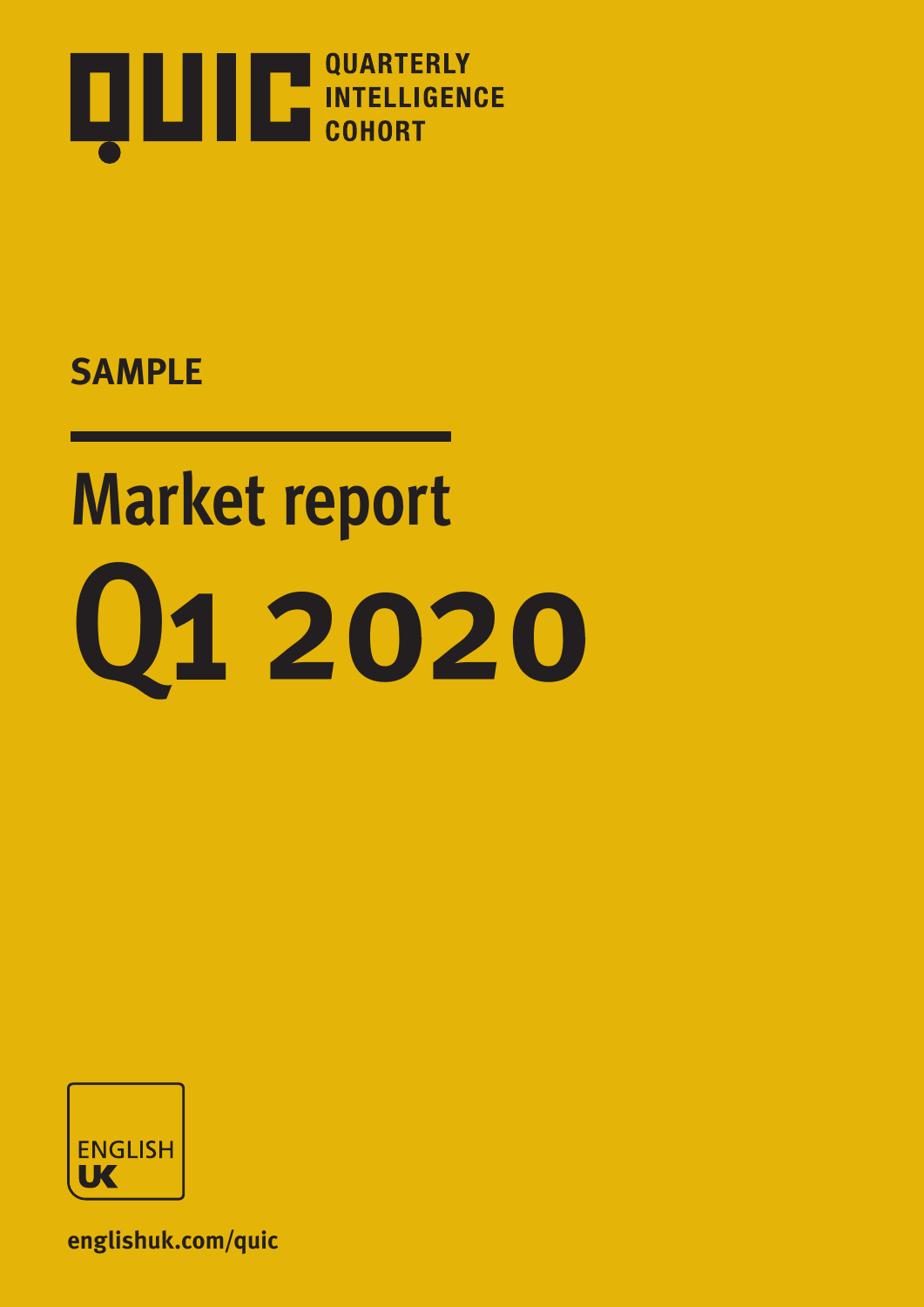QUIC

QUARTERLY INTELLIGENCE COHORT

**SAMPLE**

# Market report

# Q1 2020

ENGLISH UK

englishuk.com/quic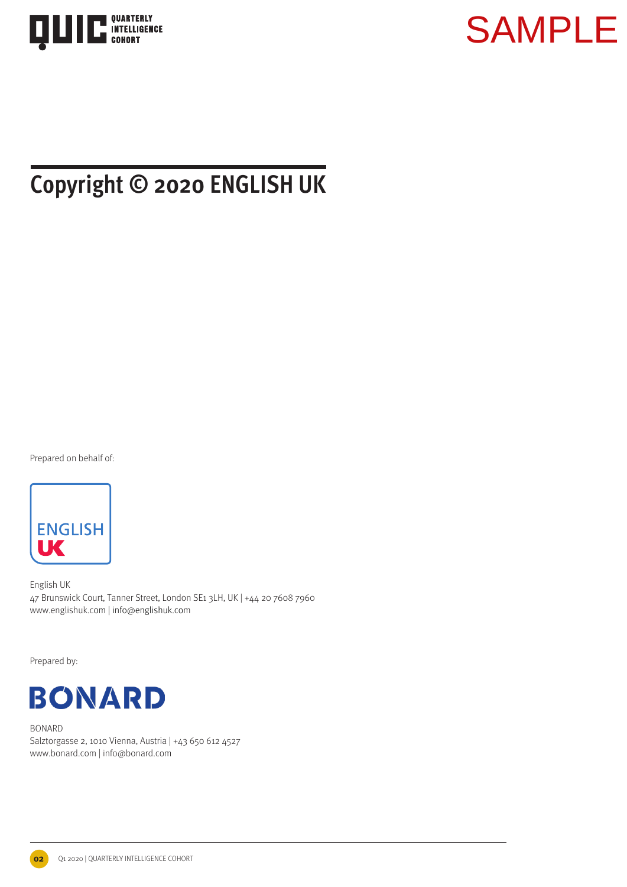QUIC QUARTERLY INTELLIGENCE COHORT

SAMPLE

# Copyright © 2020 ENGLISH UK

Prepared on behalf of:

ENGLISH UK

English UK
47 Brunswick Court, Tanner Street, London SE1 3LH, UK | +44 20 7608 7960
www.englishuk.com | info@englishuk.com

Prepared by:

BONARD

BONARD
Salztorgasse 2, 1010 Vienna, Austria | +43 650 612 4527
www.bonard.com | info@bonard.com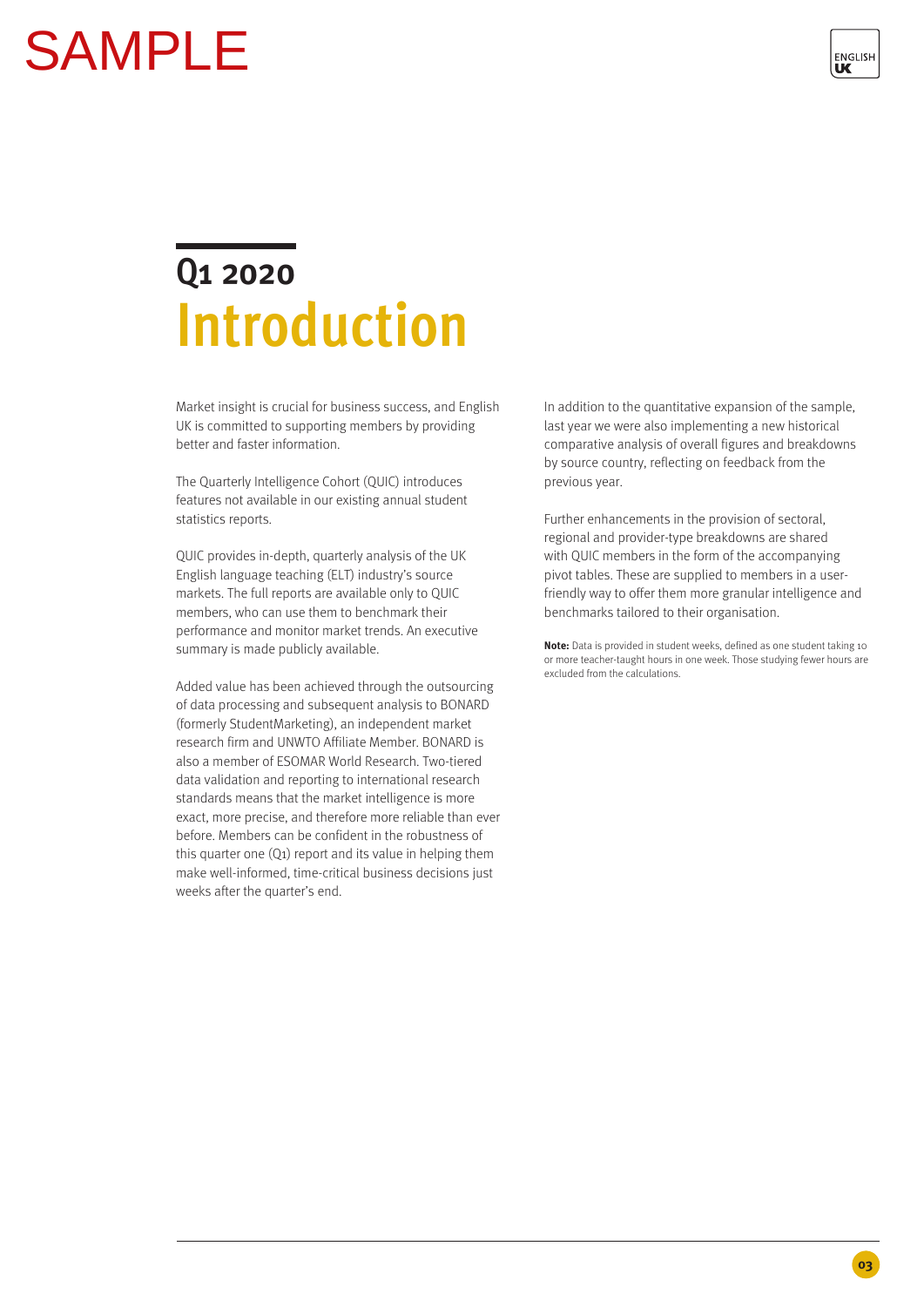SAMPLE

# Q1 2020
# Introduction

Market insight is crucial for business success, and English UK is committed to supporting members by providing better and faster information.

The Quarterly Intelligence Cohort (QUIC) introduces features not available in our existing annual student statistics reports.

QUIC provides in-depth, quarterly analysis of the UK English language teaching (ELT) industry's source markets. The full reports are available only to QUIC members, who can use them to benchmark their performance and monitor market trends. An executive summary is made publicly available.

Added value has been achieved through the outsourcing of data processing and subsequent analysis to BONARD (formerly StudentMarketing), an independent market research firm and UNWTO Affiliate Member. BONARD is also a member of ESOMAR World Research. Two-tiered data validation and reporting to international research standards means that the market intelligence is more exact, more precise, and therefore more reliable than ever before. Members can be confident in the robustness of this quarter one (Q1) report and its value in helping them make well-informed, time-critical business decisions just weeks after the quarter's end.

In addition to the quantitative expansion of the sample, last year we were also implementing a new historical comparative analysis of overall figures and breakdowns by source country, reflecting on feedback from the previous year.

Further enhancements in the provision of sectoral, regional and provider-type breakdowns are shared with QUIC members in the form of the accompanying pivot tables. These are supplied to members in a user-friendly way to offer them more granular intelligence and benchmarks tailored to their organisation.

**Note:** Data is provided in student weeks, defined as one student taking 10 or more teacher-taught hours in one week. Those studying fewer hours are excluded from the calculations.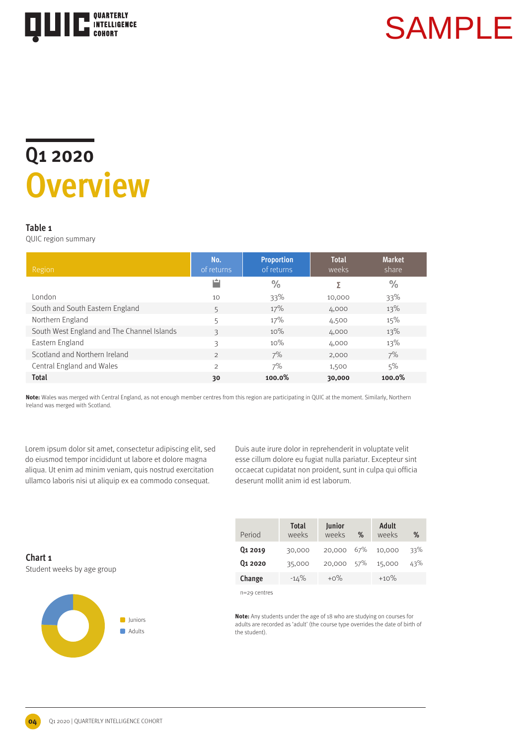# Q1 2020
# Overview

**Table 1**
QUIC region summary

| Region | No. of returns | Proportion of returns | Total weeks | Market share |
|---|---|---|---|---|
| | | % | Σ | % |
| London | 10 | 33% | 10,000 | 33% |
| South and South Eastern England | 5 | 17% | 4,000 | 13% |
| Northern England | 5 | 17% | 4,500 | 15% |
| South West England and The Channel Islands | 3 | 10% | 4,000 | 13% |
| Eastern England | 3 | 10% | 4,000 | 13% |
| Scotland and Northern Ireland | 2 | 7% | 2,000 | 7% |
| Central England and Wales | 2 | 7% | 1,500 | 5% |
| **Total** | **30** | **100.0%** | **30,000** | **100.0%** |

**Note:** Wales was merged with Central England, as not enough member centres from this region are participating in QUIC at the moment. Similarly, Northern Ireland was merged with Scotland.

Lorem ipsum dolor sit amet, consectetur adipiscing elit, sed do eiusmod tempor incididunt ut labore et dolore magna aliqua. Ut enim ad minim veniam, quis nostrud exercitation ullamco laboris nisi ut aliquip ex ea commodo consequat.

Duis aute irure dolor in reprehenderit in voluptate velit esse cillum dolore eu fugiat nulla pariatur. Excepteur sint occaecat cupidatat non proident, sunt in culpa qui officia deserunt mollit anim id est laborum.

**Chart 1**
Student weeks by age group

Juniors
Adults

| Period | Total weeks | Junior weeks | % | Adult weeks | % |
|---|---|---|---|---|---|
| **Q1 2019** | 30,000 | 20,000 | 67% | 10,000 | 33% |
| **Q1 2020** | 35,000 | 20,000 | 57% | 15,000 | 43% |
| **Change** | -14% | +0% | | +10% | |

n=29 centres

**Note:** Any students under the age of 18 who are studying on courses for adults are recorded as 'adult' (the course type overrides the date of birth of the student).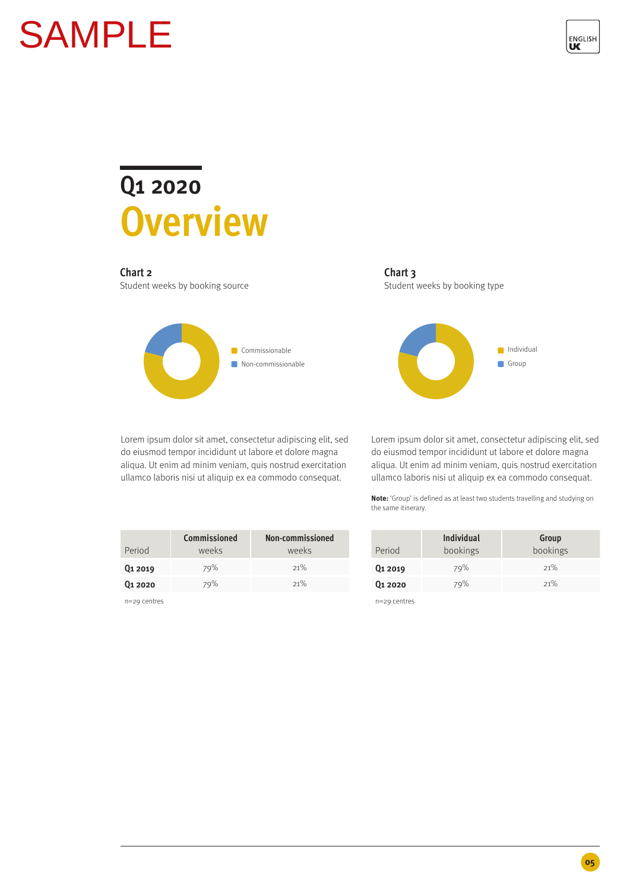SAMPLE

# Q1 2020
# Overview

### Chart 2

Student weeks by booking source

Commissionable
Non-commissionable

Lorem ipsum dolor sit amet, consectetur adipiscing elit, sed do eiusmod tempor incididunt ut labore et dolore magna aliqua. Ut enim ad minim veniam, quis nostrud exercitation ullamco laboris nisi ut aliquip ex ea commodo consequat.

| Period | **Commissioned** weeks | **Non-commissioned** weeks |
|---|---|---|
| **Q1 2019** | 79% | 21% |
| **Q1 2020** | 79% | 21% |

n=29 centres

### Chart 3

Student weeks by booking type

Individual
Group

Lorem ipsum dolor sit amet, consectetur adipiscing elit, sed do eiusmod tempor incididunt ut labore et dolore magna aliqua. Ut enim ad minim veniam, quis nostrud exercitation ullamco laboris nisi ut aliquip ex ea commodo consequat.

**Note:** 'Group' is defined as at least two students travelling and studying on the same itinerary.

| Period | **Individual** bookings | **Group** bookings |
|---|---|---|
| **Q1 2019** | 79% | 21% |
| **Q1 2020** | 79% | 21% |

n=29 centres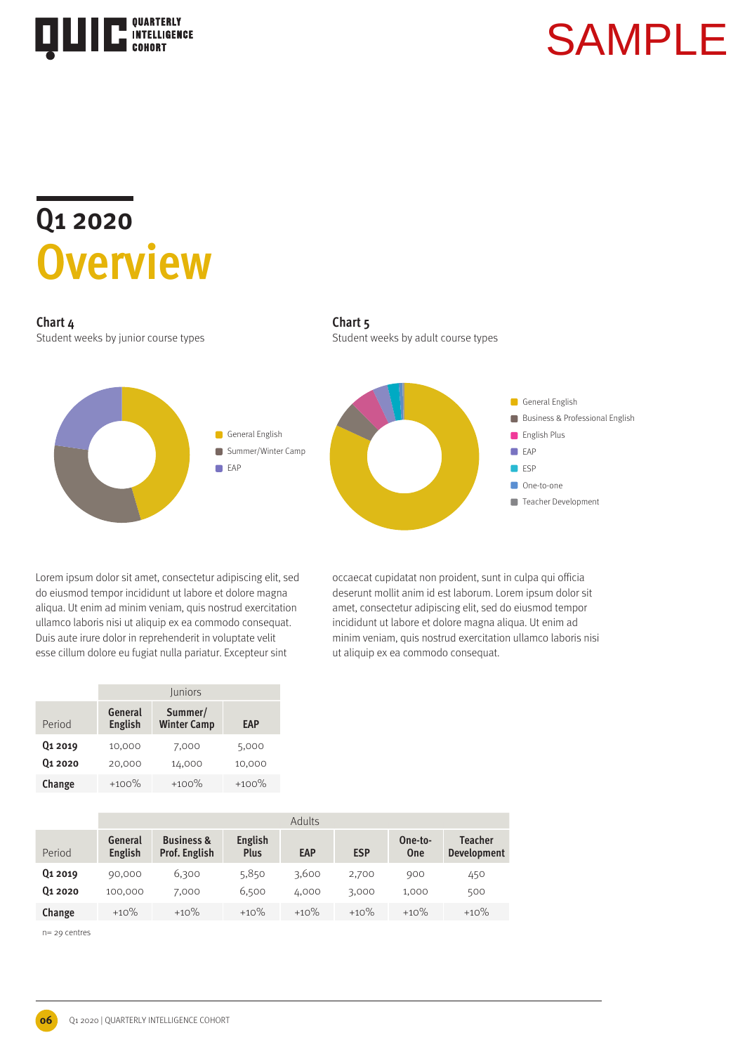# Q1 2020
# Overview

**Chart 4**
Student weeks by junior course types

- General English
- Summer/Winter Camp
- EAP

**Chart 5**
Student weeks by adult course types

- General English
- Business & Professional English
- English Plus
- EAP
- ESP
- One-to-one
- Teacher Development

Lorem ipsum dolor sit amet, consectetur adipiscing elit, sed do eiusmod tempor incididunt ut labore et dolore magna aliqua. Ut enim ad minim veniam, quis nostrud exercitation ullamco laboris nisi ut aliquip ex ea commodo consequat. Duis aute irure dolor in reprehenderit in voluptate velit esse cillum dolore eu fugiat nulla pariatur. Excepteur sint occaecat cupidatat non proident, sunt in culpa qui officia deserunt mollit anim id est laborum. Lorem ipsum dolor sit amet, consectetur adipiscing elit, sed do eiusmod tempor incididunt ut labore et dolore magna aliqua. Ut enim ad minim veniam, quis nostrud exercitation ullamco laboris nisi ut aliquip ex ea commodo consequat.

| | Juniors | | |
|---|---|---|---|
| Period | General English | Summer/ Winter Camp | EAP |
| **Q1 2019** | 10,000 | 7,000 | 5,000 |
| **Q1 2020** | 20,000 | 14,000 | 10,000 |
| **Change** | +100% | +100% | +100% |

| | Adults | | | | | | |
|---|---|---|---|---|---|---|---|
| Period | General English | Business & Prof. English | English Plus | EAP | ESP | One-to-One | Teacher Development |
| **Q1 2019** | 90,000 | 6,300 | 5,850 | 3,600 | 2,700 | 900 | 450 |
| **Q1 2020** | 100,000 | 7,000 | 6,500 | 4,000 | 3,000 | 1,000 | 500 |
| **Change** | +10% | +10% | +10% | +10% | +10% | +10% | +10% |

n= 29 centres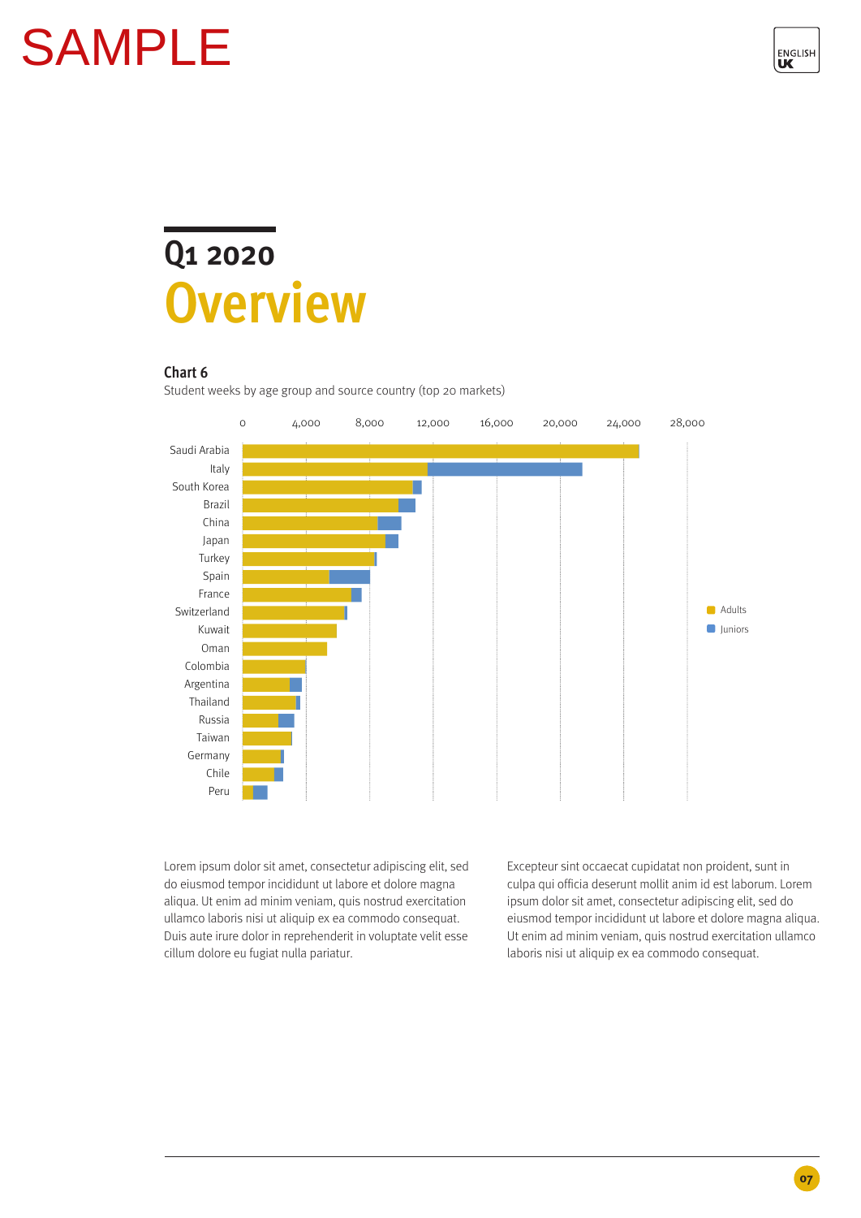SAMPLE

# Q1 2020
# Overview

### Chart 6

Student weeks by age group and source country (top 20 markets)

Lorem ipsum dolor sit amet, consectetur adipiscing elit, sed do eiusmod tempor incididunt ut labore et dolore magna aliqua. Ut enim ad minim veniam, quis nostrud exercitation ullamco laboris nisi ut aliquip ex ea commodo consequat. Duis aute irure dolor in reprehenderit in voluptate velit esse cillum dolore eu fugiat nulla pariatur.

Excepteur sint occaecat cupidatat non proident, sunt in culpa qui officia deserunt mollit anim id est laborum. Lorem ipsum dolor sit amet, consectetur adipiscing elit, sed do eiusmod tempor incididunt ut labore et dolore magna aliqua. Ut enim ad minim veniam, quis nostrud exercitation ullamco laboris nisi ut aliquip ex ea commodo consequat.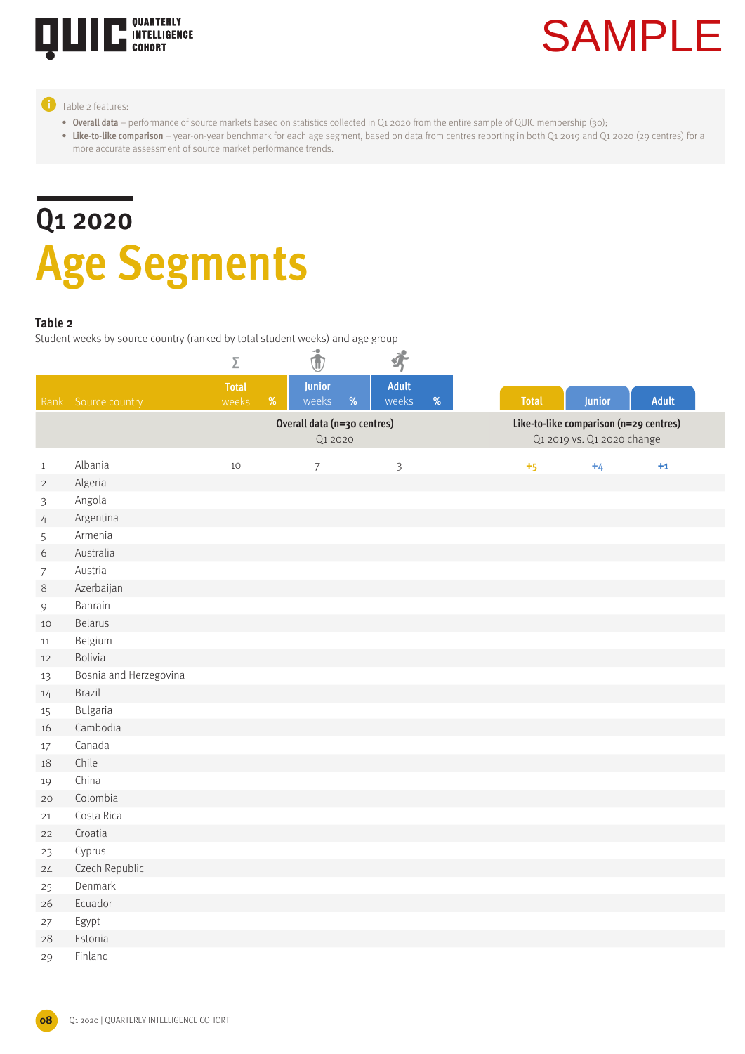SAMPLE

Table 2 features:

- **Overall data** – performance of source markets based on statistics collected in Q1 2020 from the entire sample of QUIC membership (30);
- **Like-to-like comparison** – year-on-year benchmark for each age segment, based on data from centres reporting in both Q1 2019 and Q1 2020 (29 centres) for a more accurate assessment of source market performance trends.

## Q1 2020

# Age Segments

**Table 2**

Student weeks by source country (ranked by total student weeks) and age group

| Rank | Source country | Total weeks | % | Junior weeks | % | Adult weeks | % | Total | Junior | Adult |
|---|---|---|---|---|---|---|---|---|---|---|
| | | Overall data (n=30 centres) Q1 2020 | | | | | | Like-to-like comparison (n=29 centres) Q1 2019 vs. Q1 2020 change | | |
| 1 | Albania | 10 | | 7 | | 3 | | +5 | +4 | +1 |
| 2 | Algeria | | | | | | | | | |
| 3 | Angola | | | | | | | | | |
| 4 | Argentina | | | | | | | | | |
| 5 | Armenia | | | | | | | | | |
| 6 | Australia | | | | | | | | | |
| 7 | Austria | | | | | | | | | |
| 8 | Azerbaijan | | | | | | | | | |
| 9 | Bahrain | | | | | | | | | |
| 10 | Belarus | | | | | | | | | |
| 11 | Belgium | | | | | | | | | |
| 12 | Bolivia | | | | | | | | | |
| 13 | Bosnia and Herzegovina | | | | | | | | | |
| 14 | Brazil | | | | | | | | | |
| 15 | Bulgaria | | | | | | | | | |
| 16 | Cambodia | | | | | | | | | |
| 17 | Canada | | | | | | | | | |
| 18 | Chile | | | | | | | | | |
| 19 | China | | | | | | | | | |
| 20 | Colombia | | | | | | | | | |
| 21 | Costa Rica | | | | | | | | | |
| 22 | Croatia | | | | | | | | | |
| 23 | Cyprus | | | | | | | | | |
| 24 | Czech Republic | | | | | | | | | |
| 25 | Denmark | | | | | | | | | |
| 26 | Ecuador | | | | | | | | | |
| 27 | Egypt | | | | | | | | | |
| 28 | Estonia | | | | | | | | | |
| 29 | Finland | | | | | | | | | |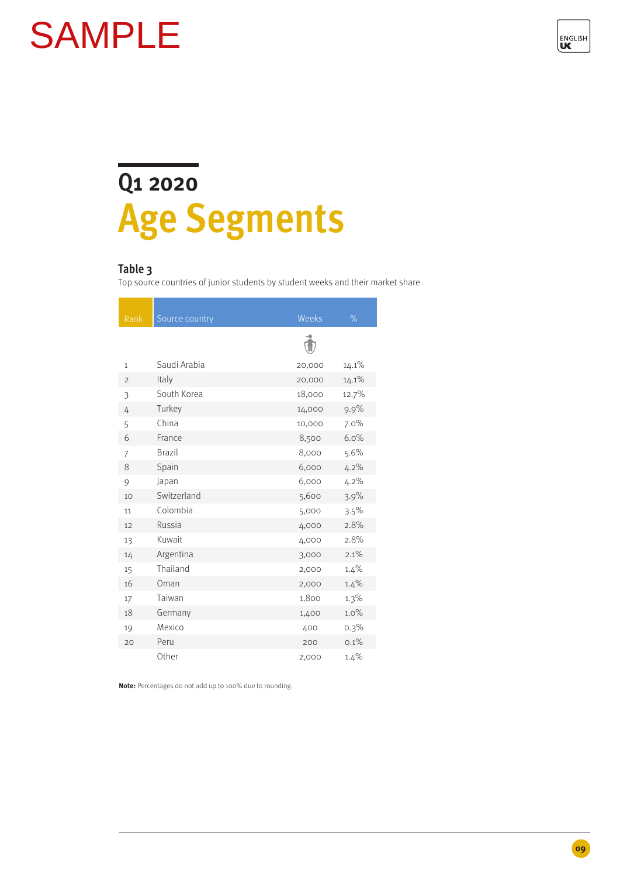SAMPLE

# Q1 2020
# Age Segments

### Table 3

Top source countries of junior students by student weeks and their market share

| Rank | Source country | Weeks | % |
|---|---|---|---|
| 1 | Saudi Arabia | 20,000 | 14.1% |
| 2 | Italy | 20,000 | 14.1% |
| 3 | South Korea | 18,000 | 12.7% |
| 4 | Turkey | 14,000 | 9.9% |
| 5 | China | 10,000 | 7.0% |
| 6 | France | 8,500 | 6.0% |
| 7 | Brazil | 8,000 | 5.6% |
| 8 | Spain | 6,000 | 4.2% |
| 9 | Japan | 6,000 | 4.2% |
| 10 | Switzerland | 5,600 | 3.9% |
| 11 | Colombia | 5,000 | 3.5% |
| 12 | Russia | 4,000 | 2.8% |
| 13 | Kuwait | 4,000 | 2.8% |
| 14 | Argentina | 3,000 | 2.1% |
| 15 | Thailand | 2,000 | 1.4% |
| 16 | Oman | 2,000 | 1.4% |
| 17 | Taiwan | 1,800 | 1.3% |
| 18 | Germany | 1,400 | 1.0% |
| 19 | Mexico | 400 | 0.3% |
| 20 | Peru | 200 | 0.1% |
| | Other | 2,000 | 1.4% |

**Note:** Percentages do not add up to 100% due to rounding.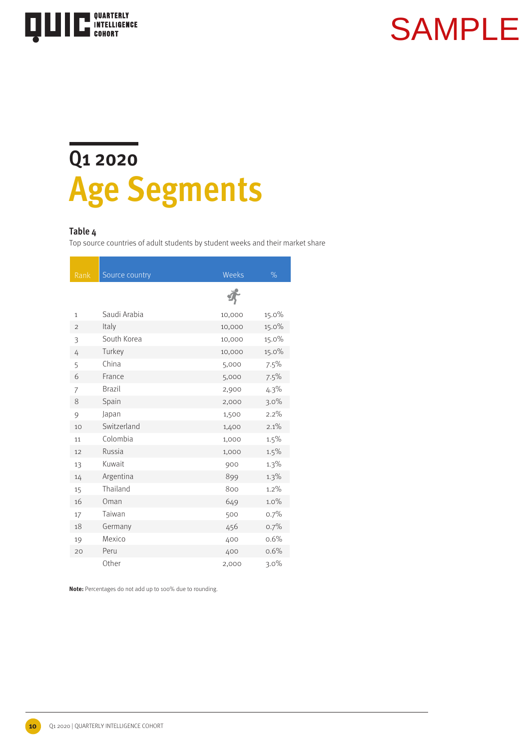SAMPLE

## Q1 2020

# Age Segments

**Table 4**

Top source countries of adult students by student weeks and their market share

| Rank | Source country | Weeks | % |
|---|---|---|---|
| 1 | Saudi Arabia | 10,000 | 15.0% |
| 2 | Italy | 10,000 | 15.0% |
| 3 | South Korea | 10,000 | 15.0% |
| 4 | Turkey | 10,000 | 15.0% |
| 5 | China | 5,000 | 7.5% |
| 6 | France | 5,000 | 7.5% |
| 7 | Brazil | 2,900 | 4.3% |
| 8 | Spain | 2,000 | 3.0% |
| 9 | Japan | 1,500 | 2.2% |
| 10 | Switzerland | 1,400 | 2.1% |
| 11 | Colombia | 1,000 | 1.5% |
| 12 | Russia | 1,000 | 1.5% |
| 13 | Kuwait | 900 | 1.3% |
| 14 | Argentina | 899 | 1.3% |
| 15 | Thailand | 800 | 1.2% |
| 16 | Oman | 649 | 1.0% |
| 17 | Taiwan | 500 | 0.7% |
| 18 | Germany | 456 | 0.7% |
| 19 | Mexico | 400 | 0.6% |
| 20 | Peru | 400 | 0.6% |
| | Other | 2,000 | 3.0% |

**Note:** Percentages do not add up to 100% due to rounding.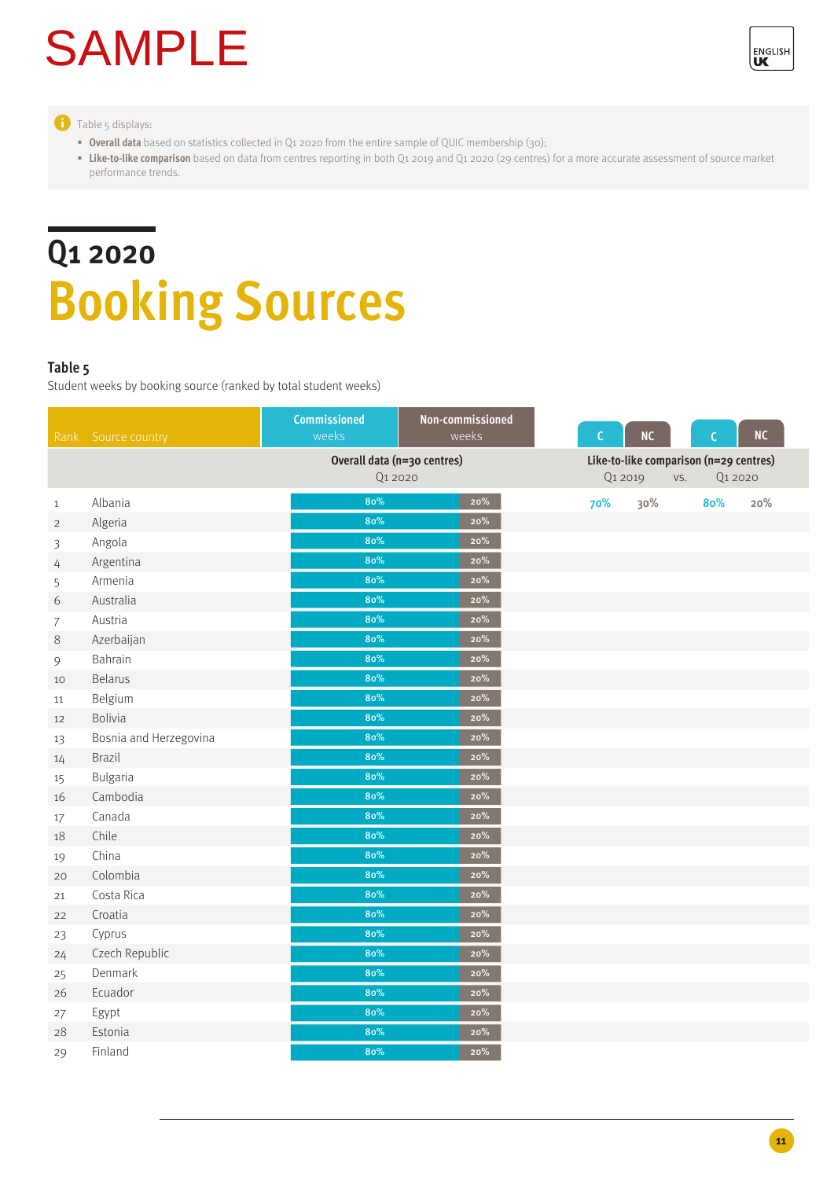SAMPLE

Table 5 displays:

- **Overall data** based on statistics collected in Q1 2020 from the entire sample of QUIC membership (30);
- **Like-to-like comparison** based on data from centres reporting in both Q1 2019 and Q1 2020 (29 centres) for a more accurate assessment of source market performance trends.

# Q1 2020
# Booking Sources

**Table 5**

Student weeks by booking source (ranked by total student weeks)

| Rank | Source country | Commissioned weeks | Non-commissioned weeks | C | NC | C | NC |
|---|---|---|---|---|---|---|---|
| | | Overall data (n=30 centres) Q1 2020 | | Like-to-like comparison (n=29 centres) Q1 2019 | | vs. Q1 2020 | |
| 1 | Albania | 80% | 20% | 70% | 30% | 80% | 20% |
| 2 | Algeria | 80% | 20% | | | | |
| 3 | Angola | 80% | 20% | | | | |
| 4 | Argentina | 80% | 20% | | | | |
| 5 | Armenia | 80% | 20% | | | | |
| 6 | Australia | 80% | 20% | | | | |
| 7 | Austria | 80% | 20% | | | | |
| 8 | Azerbaijan | 80% | 20% | | | | |
| 9 | Bahrain | 80% | 20% | | | | |
| 10 | Belarus | 80% | 20% | | | | |
| 11 | Belgium | 80% | 20% | | | | |
| 12 | Bolivia | 80% | 20% | | | | |
| 13 | Bosnia and Herzegovina | 80% | 20% | | | | |
| 14 | Brazil | 80% | 20% | | | | |
| 15 | Bulgaria | 80% | 20% | | | | |
| 16 | Cambodia | 80% | 20% | | | | |
| 17 | Canada | 80% | 20% | | | | |
| 18 | Chile | 80% | 20% | | | | |
| 19 | China | 80% | 20% | | | | |
| 20 | Colombia | 80% | 20% | | | | |
| 21 | Costa Rica | 80% | 20% | | | | |
| 22 | Croatia | 80% | 20% | | | | |
| 23 | Cyprus | 80% | 20% | | | | |
| 24 | Czech Republic | 80% | 20% | | | | |
| 25 | Denmark | 80% | 20% | | | | |
| 26 | Ecuador | 80% | 20% | | | | |
| 27 | Egypt | 80% | 20% | | | | |
| 28 | Estonia | 80% | 20% | | | | |
| 29 | Finland | 80% | 20% | | | | |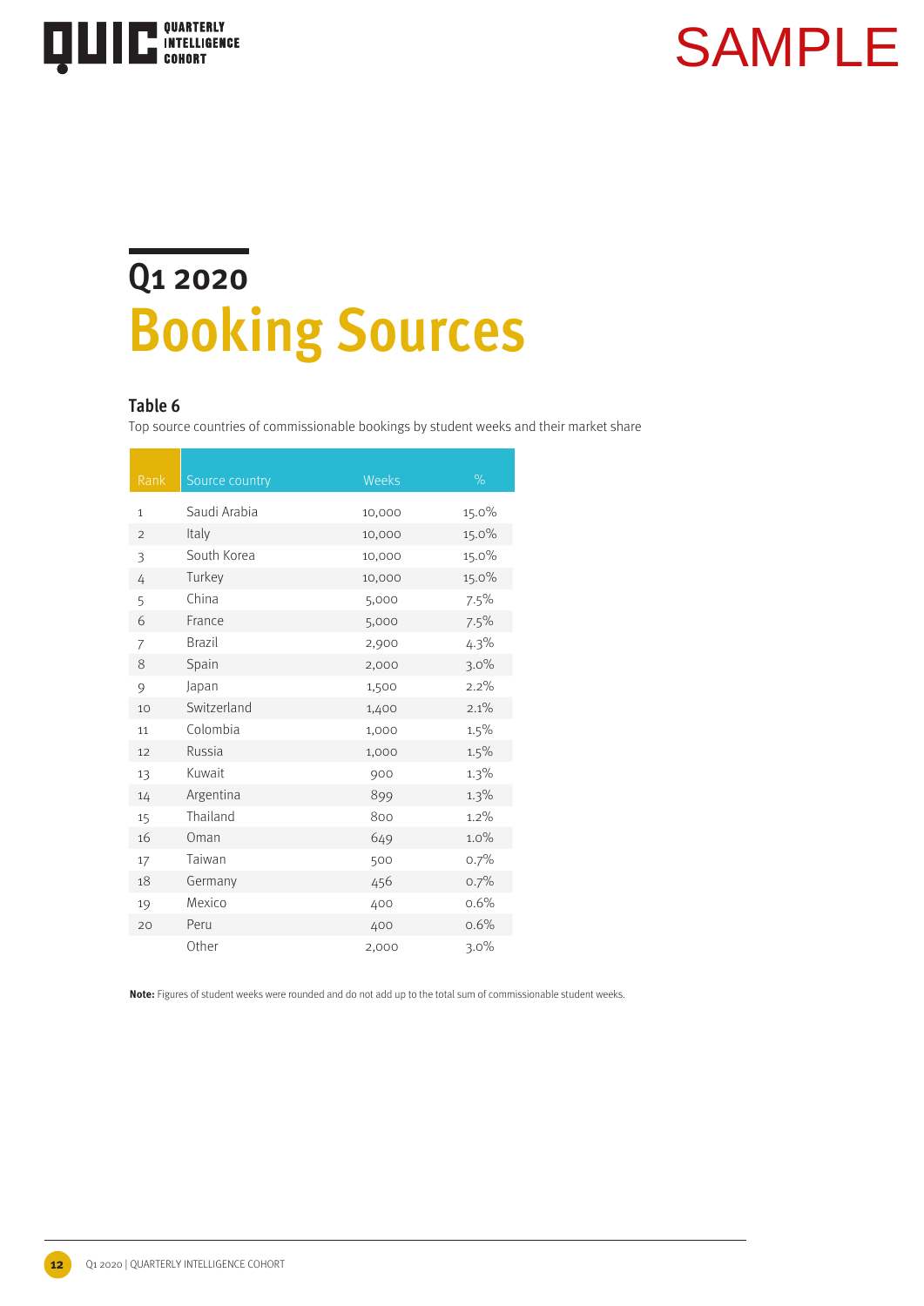# Q1 2020 Booking Sources

### Table 6

Top source countries of commissionable bookings by student weeks and their market share

| Rank | Source country | Weeks | % |
|---|---|---|---|
| 1 | Saudi Arabia | 10,000 | 15.0% |
| 2 | Italy | 10,000 | 15.0% |
| 3 | South Korea | 10,000 | 15.0% |
| 4 | Turkey | 10,000 | 15.0% |
| 5 | China | 5,000 | 7.5% |
| 6 | France | 5,000 | 7.5% |
| 7 | Brazil | 2,900 | 4.3% |
| 8 | Spain | 2,000 | 3.0% |
| 9 | Japan | 1,500 | 2.2% |
| 10 | Switzerland | 1,400 | 2.1% |
| 11 | Colombia | 1,000 | 1.5% |
| 12 | Russia | 1,000 | 1.5% |
| 13 | Kuwait | 900 | 1.3% |
| 14 | Argentina | 899 | 1.3% |
| 15 | Thailand | 800 | 1.2% |
| 16 | Oman | 649 | 1.0% |
| 17 | Taiwan | 500 | 0.7% |
| 18 | Germany | 456 | 0.7% |
| 19 | Mexico | 400 | 0.6% |
| 20 | Peru | 400 | 0.6% |
| | Other | 2,000 | 3.0% |

**Note:** Figures of student weeks were rounded and do not add up to the total sum of commissionable student weeks.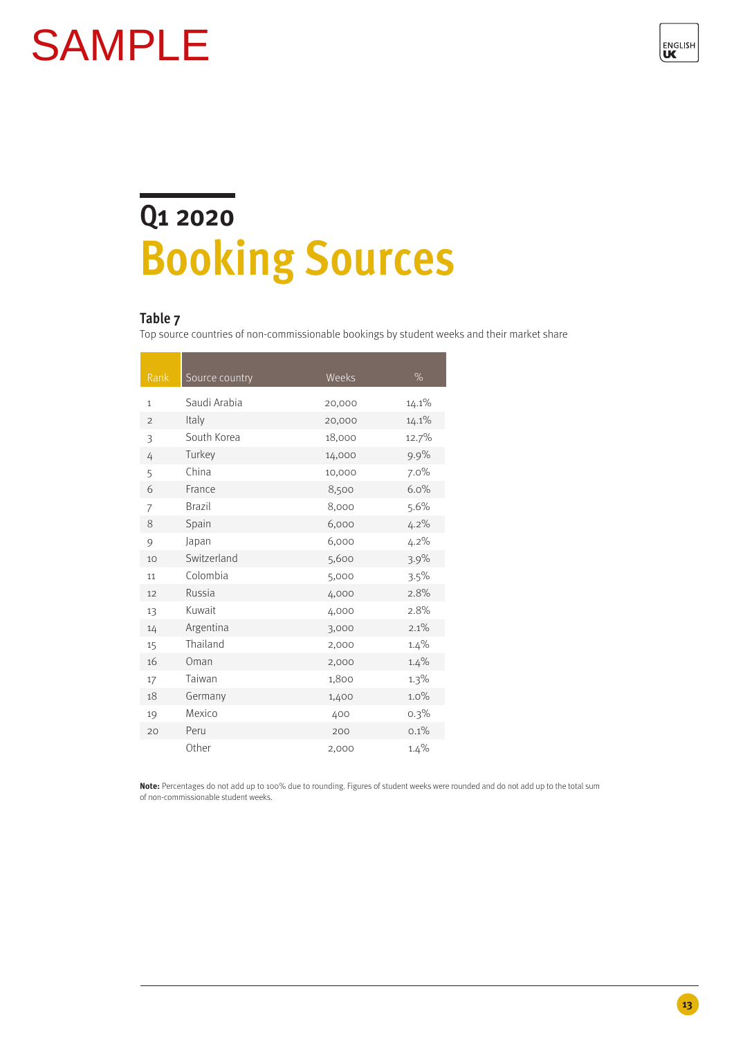SAMPLE

# Q1 2020
# Booking Sources

### Table 7

Top source countries of non-commissionable bookings by student weeks and their market share

| Rank | Source country | Weeks | % |
|---|---|---|---|
| 1 | Saudi Arabia | 20,000 | 14.1% |
| 2 | Italy | 20,000 | 14.1% |
| 3 | South Korea | 18,000 | 12.7% |
| 4 | Turkey | 14,000 | 9.9% |
| 5 | China | 10,000 | 7.0% |
| 6 | France | 8,500 | 6.0% |
| 7 | Brazil | 8,000 | 5.6% |
| 8 | Spain | 6,000 | 4.2% |
| 9 | Japan | 6,000 | 4.2% |
| 10 | Switzerland | 5,600 | 3.9% |
| 11 | Colombia | 5,000 | 3.5% |
| 12 | Russia | 4,000 | 2.8% |
| 13 | Kuwait | 4,000 | 2.8% |
| 14 | Argentina | 3,000 | 2.1% |
| 15 | Thailand | 2,000 | 1.4% |
| 16 | Oman | 2,000 | 1.4% |
| 17 | Taiwan | 1,800 | 1.3% |
| 18 | Germany | 1,400 | 1.0% |
| 19 | Mexico | 400 | 0.3% |
| 20 | Peru | 200 | 0.1% |
| | Other | 2,000 | 1.4% |

**Note:** Percentages do not add up to 100% due to rounding. Figures of student weeks were rounded and do not add up to the total sum of non-commissionable student weeks.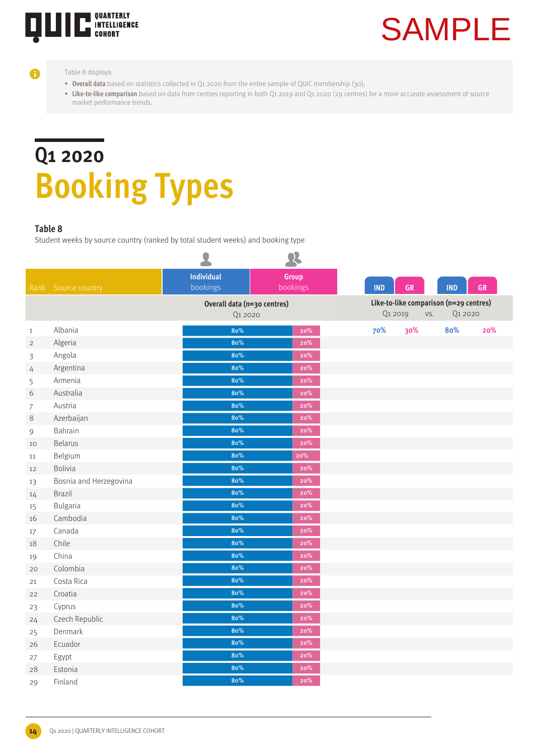SAMPLE

Table 8 displays:

- **Overall data** based on statistics collected in Q1 2020 from the entire sample of QUIC membership (30);
- **Like-to-like comparison** based on data from centres reporting in both Q1 2019 and Q1 2020 (29 centres) for a more accurate assessment of source market performance trends.

## Q1 2020

# Booking Types

**Table 8**

Student weeks by source country (ranked by total student weeks) and booking type

| Rank | Source country | Individual bookings | Group bookings | IND | GR | IND | GR |
|---|---|---|---|---|---|---|---|
| | | Overall data (n=30 centres) Q1 2020 | | Like-to-like comparison (n=29 centres) Q1 2019 | | vs. Q1 2020 | |
| 1 | Albania | 80% | 20% | 70% | 30% | 80% | 20% |
| 2 | Algeria | 80% | 20% | | | | |
| 3 | Angola | 80% | 20% | | | | |
| 4 | Argentina | 80% | 20% | | | | |
| 5 | Armenia | 80% | 20% | | | | |
| 6 | Australia | 80% | 20% | | | | |
| 7 | Austria | 80% | 20% | | | | |
| 8 | Azerbaijan | 80% | 20% | | | | |
| 9 | Bahrain | 80% | 20% | | | | |
| 10 | Belarus | 80% | 20% | | | | |
| 11 | Belgium | 80% | 20% | | | | |
| 12 | Bolivia | 80% | 20% | | | | |
| 13 | Bosnia and Herzegovina | 80% | 20% | | | | |
| 14 | Brazil | 80% | 20% | | | | |
| 15 | Bulgaria | 80% | 20% | | | | |
| 16 | Cambodia | 80% | 20% | | | | |
| 17 | Canada | 80% | 20% | | | | |
| 18 | Chile | 80% | 20% | | | | |
| 19 | China | 80% | 20% | | | | |
| 20 | Colombia | 80% | 20% | | | | |
| 21 | Costa Rica | 80% | 20% | | | | |
| 22 | Croatia | 80% | 20% | | | | |
| 23 | Cyprus | 80% | 20% | | | | |
| 24 | Czech Republic | 80% | 20% | | | | |
| 25 | Denmark | 80% | 20% | | | | |
| 26 | Ecuador | 80% | 20% | | | | |
| 27 | Egypt | 80% | 20% | | | | |
| 28 | Estonia | 80% | 20% | | | | |
| 29 | Finland | 80% | 20% | | | | |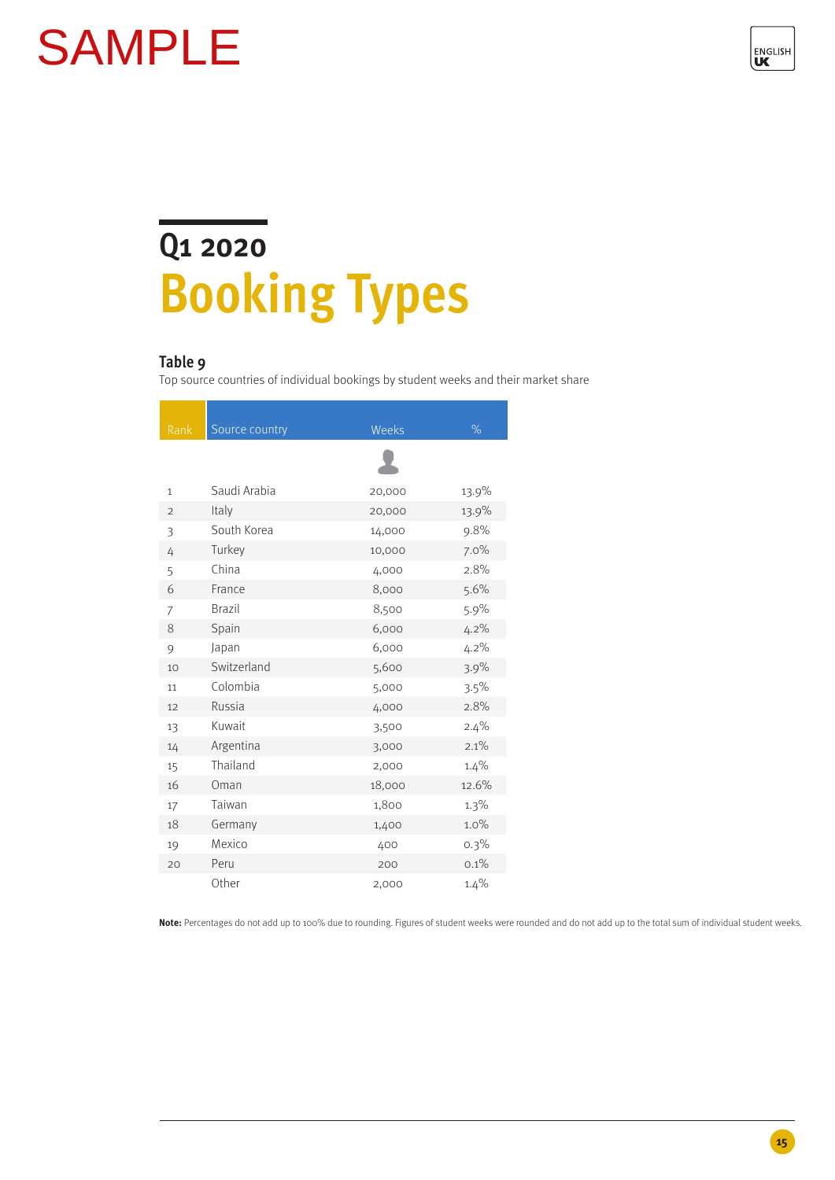SAMPLE

## Q1 2020

# Booking Types

### Table 9

Top source countries of individual bookings by student weeks and their market share

| Rank | Source country | Weeks | % |
|---|---|---|---|
| 1 | Saudi Arabia | 20,000 | 13.9% |
| 2 | Italy | 20,000 | 13.9% |
| 3 | South Korea | 14,000 | 9.8% |
| 4 | Turkey | 10,000 | 7.0% |
| 5 | China | 4,000 | 2.8% |
| 6 | France | 8,000 | 5.6% |
| 7 | Brazil | 8,500 | 5.9% |
| 8 | Spain | 6,000 | 4.2% |
| 9 | Japan | 6,000 | 4.2% |
| 10 | Switzerland | 5,600 | 3.9% |
| 11 | Colombia | 5,000 | 3.5% |
| 12 | Russia | 4,000 | 2.8% |
| 13 | Kuwait | 3,500 | 2.4% |
| 14 | Argentina | 3,000 | 2.1% |
| 15 | Thailand | 2,000 | 1.4% |
| 16 | Oman | 18,000 | 12.6% |
| 17 | Taiwan | 1,800 | 1.3% |
| 18 | Germany | 1,400 | 1.0% |
| 19 | Mexico | 400 | 0.3% |
| 20 | Peru | 200 | 0.1% |
| | Other | 2,000 | 1.4% |

**Note:** Percentages do not add up to 100% due to rounding. Figures of student weeks were rounded and do not add up to the total sum of individual student weeks.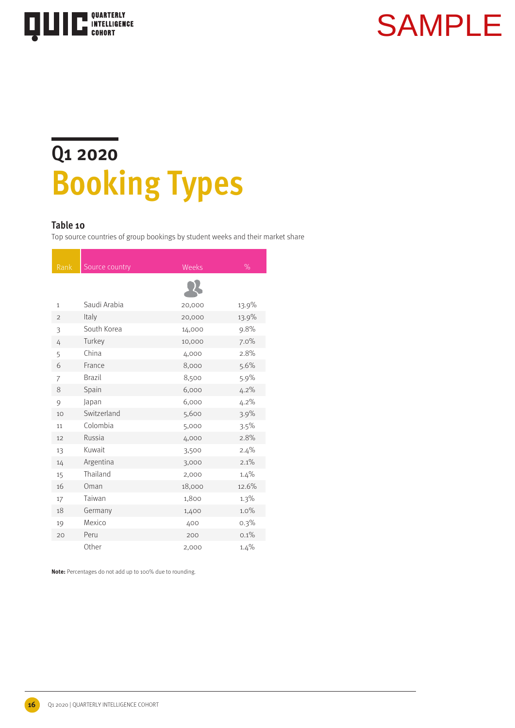## Q1 2020

# Booking Types

### Table 10

Top source countries of group bookings by student weeks and their market share

| Rank | Source country | Weeks | % |
|---|---|---|---|
| 1 | Saudi Arabia | 20,000 | 13.9% |
| 2 | Italy | 20,000 | 13.9% |
| 3 | South Korea | 14,000 | 9.8% |
| 4 | Turkey | 10,000 | 7.0% |
| 5 | China | 4,000 | 2.8% |
| 6 | France | 8,000 | 5.6% |
| 7 | Brazil | 8,500 | 5.9% |
| 8 | Spain | 6,000 | 4.2% |
| 9 | Japan | 6,000 | 4.2% |
| 10 | Switzerland | 5,600 | 3.9% |
| 11 | Colombia | 5,000 | 3.5% |
| 12 | Russia | 4,000 | 2.8% |
| 13 | Kuwait | 3,500 | 2.4% |
| 14 | Argentina | 3,000 | 2.1% |
| 15 | Thailand | 2,000 | 1.4% |
| 16 | Oman | 18,000 | 12.6% |
| 17 | Taiwan | 1,800 | 1.3% |
| 18 | Germany | 1,400 | 1.0% |
| 19 | Mexico | 400 | 0.3% |
| 20 | Peru | 200 | 0.1% |
| | Other | 2,000 | 1.4% |

**Note:** Percentages do not add up to 100% due to rounding.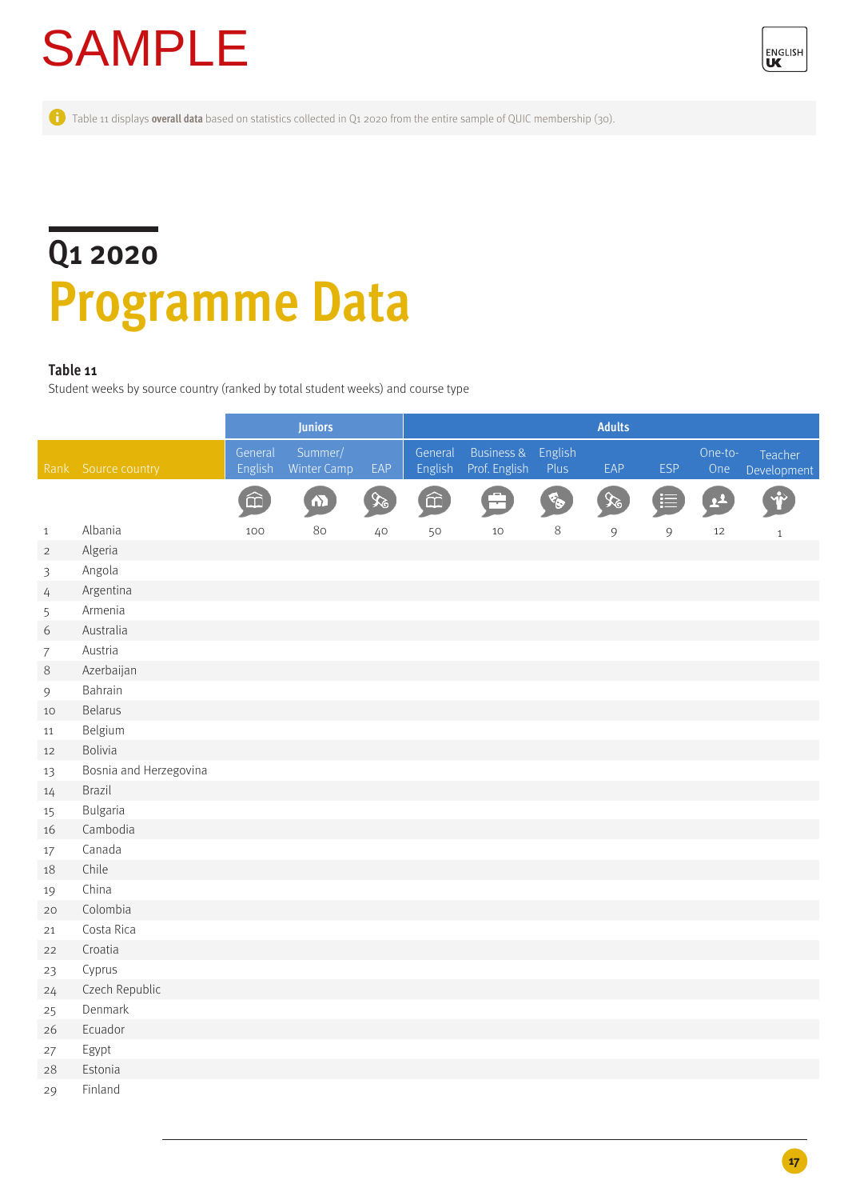SAMPLE

Table 11 displays **overall data** based on statistics collected in Q1 2020 from the entire sample of QUIC membership (30).

## Q1 2020

# Programme Data

**Table 11**

Student weeks by source country (ranked by total student weeks) and course type

| | | Juniors | | | Adults | | | | | | |
|---|---|---|---|---|---|---|---|---|---|---|---|
| Rank | Source country | General English | Summer/ Winter Camp | EAP | General English | Business & Prof. English | English Plus | EAP | ESP | One-to-One | Teacher Development |
| 1 | Albania | 100 | 80 | 40 | 50 | 10 | 8 | 9 | 9 | 12 | 1 |
| 2 | Algeria | | | | | | | | | | |
| 3 | Angola | | | | | | | | | | |
| 4 | Argentina | | | | | | | | | | |
| 5 | Armenia | | | | | | | | | | |
| 6 | Australia | | | | | | | | | | |
| 7 | Austria | | | | | | | | | | |
| 8 | Azerbaijan | | | | | | | | | | |
| 9 | Bahrain | | | | | | | | | | |
| 10 | Belarus | | | | | | | | | | |
| 11 | Belgium | | | | | | | | | | |
| 12 | Bolivia | | | | | | | | | | |
| 13 | Bosnia and Herzegovina | | | | | | | | | | |
| 14 | Brazil | | | | | | | | | | |
| 15 | Bulgaria | | | | | | | | | | |
| 16 | Cambodia | | | | | | | | | | |
| 17 | Canada | | | | | | | | | | |
| 18 | Chile | | | | | | | | | | |
| 19 | China | | | | | | | | | | |
| 20 | Colombia | | | | | | | | | | |
| 21 | Costa Rica | | | | | | | | | | |
| 22 | Croatia | | | | | | | | | | |
| 23 | Cyprus | | | | | | | | | | |
| 24 | Czech Republic | | | | | | | | | | |
| 25 | Denmark | | | | | | | | | | |
| 26 | Ecuador | | | | | | | | | | |
| 27 | Egypt | | | | | | | | | | |
| 28 | Estonia | | | | | | | | | | |
| 29 | Finland | | | | | | | | | | |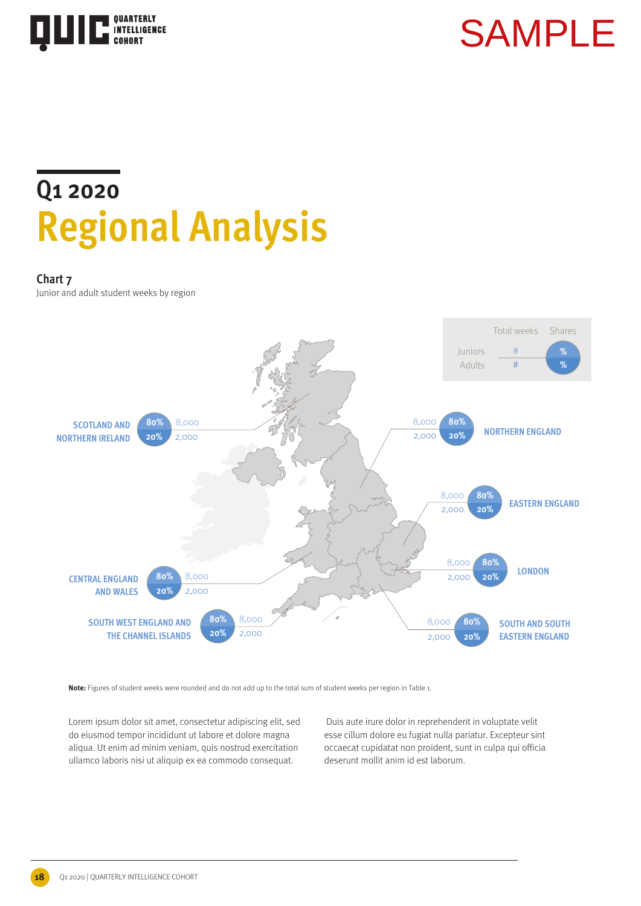## Q1 2020

# Regional Analysis

### Chart 7

Junior and adult student weeks by region

| | Total weeks | Shares |
|---|---|---|
| Juniors | # | % |
| Adults | # | % |

| Region | Juniors (total weeks) | Juniors (share) | Adults (total weeks) | Adults (share) |
|---|---|---|---|---|
| SCOTLAND AND NORTHERN IRELAND | 8,000 | 80% | 2,000 | 20% |
| NORTHERN ENGLAND | 8,000 | 80% | 2,000 | 20% |
| EASTERN ENGLAND | 8,000 | 80% | 2,000 | 20% |
| CENTRAL ENGLAND AND WALES | 8,000 | 80% | 2,000 | 20% |
| LONDON | 8,000 | 80% | 2,000 | 20% |
| SOUTH WEST ENGLAND AND THE CHANNEL ISLANDS | 8,000 | 80% | 2,000 | 20% |
| SOUTH AND SOUTH EASTERN ENGLAND | 8,000 | 80% | 2,000 | 20% |

**Note:** Figures of student weeks were rounded and do not add up to the total sum of student weeks per region in Table 1.

Lorem ipsum dolor sit amet, consectetur adipiscing elit, sed do eiusmod tempor incididunt ut labore et dolore magna aliqua. Ut enim ad minim veniam, quis nostrud exercitation ullamco laboris nisi ut aliquip ex ea commodo consequat.

Duis aute irure dolor in reprehenderit in voluptate velit esse cillum dolore eu fugiat nulla pariatur. Excepteur sint occaecat cupidatat non proident, sunt in culpa qui officia deserunt mollit anim id est laborum.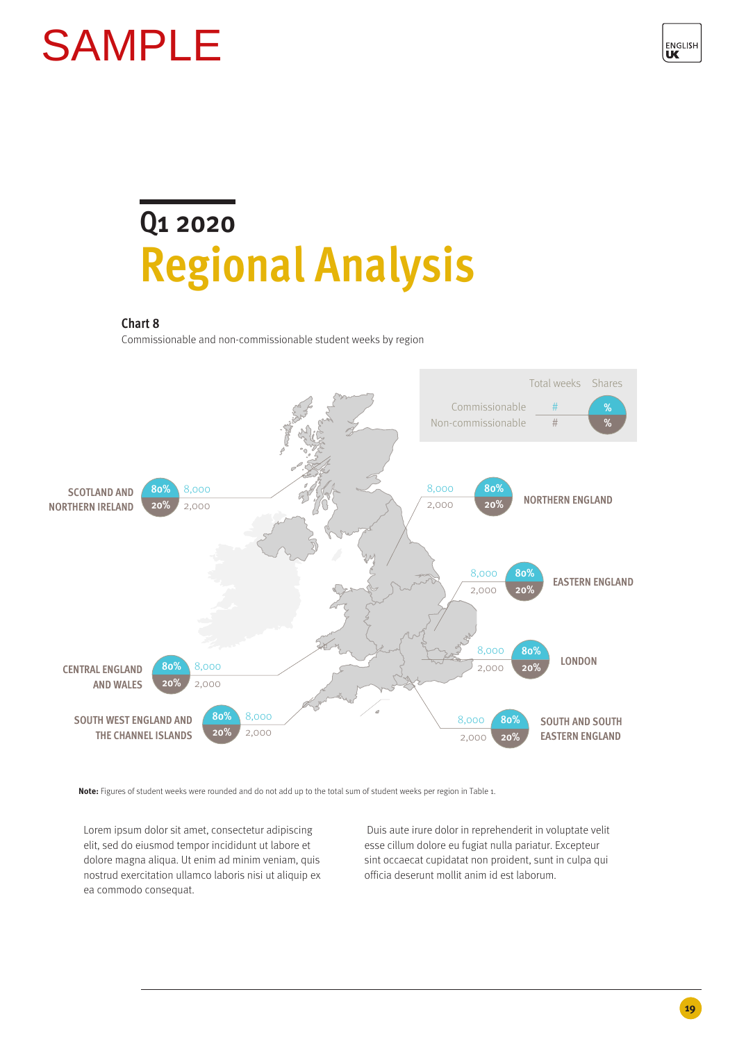SAMPLE

# Q1 2020
# Regional Analysis

**Chart 8**

Commissionable and non-commissionable student weeks by region

| | Total weeks | Shares |
|---|---|---|
| Commissionable | # | % |
| Non-commissionable | # | % |

| Region | Commissionable weeks | Commissionable share | Non-commissionable weeks | Non-commissionable share |
|---|---|---|---|---|
| SCOTLAND AND NORTHERN IRELAND | 8,000 | 80% | 2,000 | 20% |
| NORTHERN ENGLAND | 8,000 | 80% | 2,000 | 20% |
| EASTERN ENGLAND | 8,000 | 80% | 2,000 | 20% |
| LONDON | 8,000 | 80% | 2,000 | 20% |
| CENTRAL ENGLAND AND WALES | 8,000 | 80% | 2,000 | 20% |
| SOUTH WEST ENGLAND AND THE CHANNEL ISLANDS | 8,000 | 80% | 2,000 | 20% |
| SOUTH AND SOUTH EASTERN ENGLAND | 8,000 | 80% | 2,000 | 20% |

**Note:** Figures of student weeks were rounded and do not add up to the total sum of student weeks per region in Table 1.

Lorem ipsum dolor sit amet, consectetur adipiscing elit, sed do eiusmod tempor incididunt ut labore et dolore magna aliqua. Ut enim ad minim veniam, quis nostrud exercitation ullamco laboris nisi ut aliquip ex ea commodo consequat.

Duis aute irure dolor in reprehenderit in voluptate velit esse cillum dolore eu fugiat nulla pariatur. Excepteur sint occaecat cupidatat non proident, sunt in culpa qui officia deserunt mollit anim id est laborum.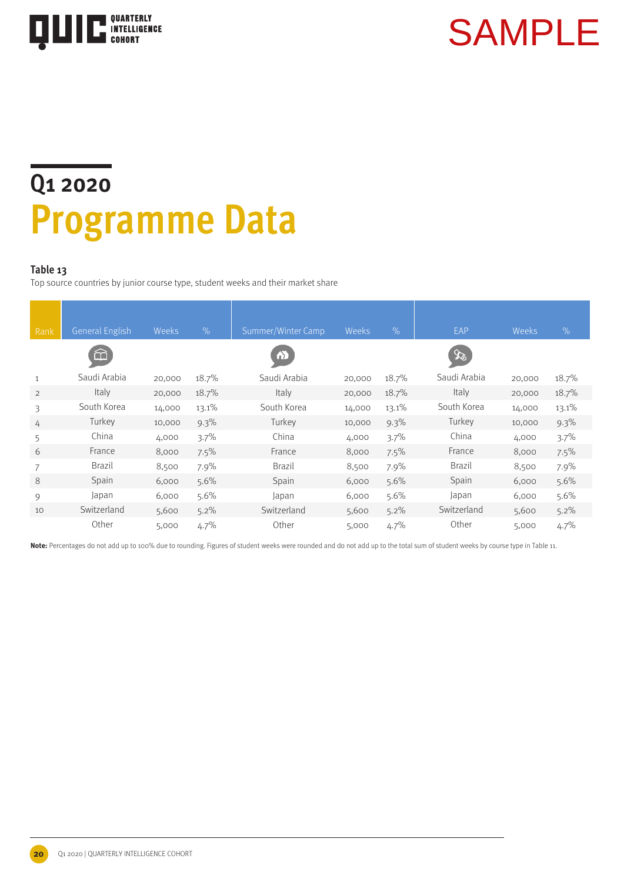SAMPLE

## Q1 2020

# Programme Data

**Table 13**

Top source countries by junior course type, student weeks and their market share

| Rank | General English | Weeks | % | Summer/Winter Camp | Weeks | % | EAP | Weeks | % |
|---|---|---|---|---|---|---|---|---|---|
| 1 | Saudi Arabia | 20,000 | 18.7% | Saudi Arabia | 20,000 | 18.7% | Saudi Arabia | 20,000 | 18.7% |
| 2 | Italy | 20,000 | 18.7% | Italy | 20,000 | 18.7% | Italy | 20,000 | 18.7% |
| 3 | South Korea | 14,000 | 13.1% | South Korea | 14,000 | 13.1% | South Korea | 14,000 | 13.1% |
| 4 | Turkey | 10,000 | 9.3% | Turkey | 10,000 | 9.3% | Turkey | 10,000 | 9.3% |
| 5 | China | 4,000 | 3.7% | China | 4,000 | 3.7% | China | 4,000 | 3.7% |
| 6 | France | 8,000 | 7.5% | France | 8,000 | 7.5% | France | 8,000 | 7.5% |
| 7 | Brazil | 8,500 | 7.9% | Brazil | 8,500 | 7.9% | Brazil | 8,500 | 7.9% |
| 8 | Spain | 6,000 | 5.6% | Spain | 6,000 | 5.6% | Spain | 6,000 | 5.6% |
| 9 | Japan | 6,000 | 5.6% | Japan | 6,000 | 5.6% | Japan | 6,000 | 5.6% |
| 10 | Switzerland | 5,600 | 5.2% | Switzerland | 5,600 | 5.2% | Switzerland | 5,600 | 5.2% |
| | Other | 5,000 | 4.7% | Other | 5,000 | 4.7% | Other | 5,000 | 4.7% |

**Note:** Percentages do not add up to 100% due to rounding. Figures of student weeks were rounded and do not add up to the total sum of student weeks by course type in Table 11.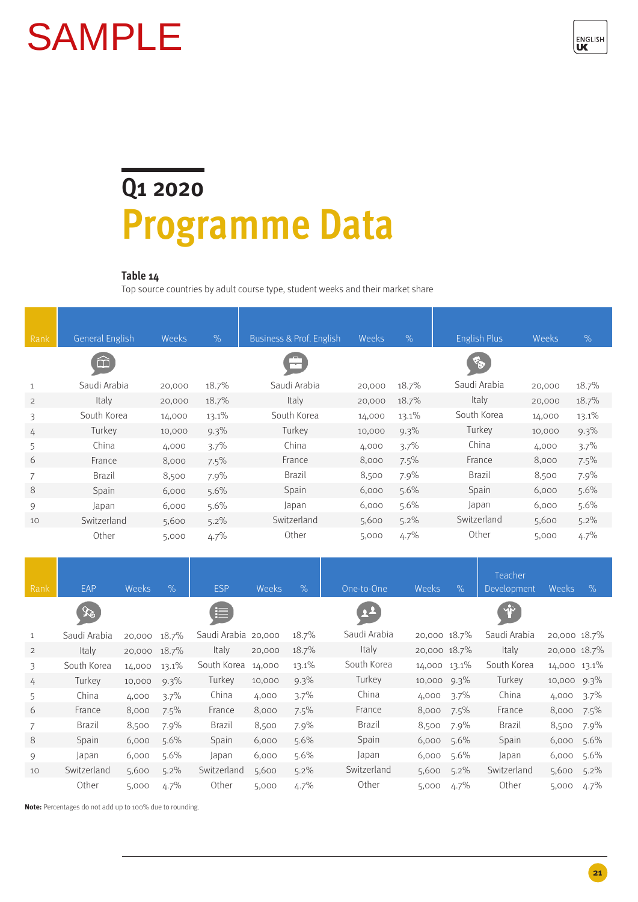SAMPLE

# Q1 2020

# Programme Data

**Table 14**

Top source countries by adult course type, student weeks and their market share

| Rank | General English | Weeks | % | Business & Prof. English | Weeks | % | English Plus | Weeks | % |
|---|---|---|---|---|---|---|---|---|---|
| 1 | Saudi Arabia | 20,000 | 18.7% | Saudi Arabia | 20,000 | 18.7% | Saudi Arabia | 20,000 | 18.7% |
| 2 | Italy | 20,000 | 18.7% | Italy | 20,000 | 18.7% | Italy | 20,000 | 18.7% |
| 3 | South Korea | 14,000 | 13.1% | South Korea | 14,000 | 13.1% | South Korea | 14,000 | 13.1% |
| 4 | Turkey | 10,000 | 9.3% | Turkey | 10,000 | 9.3% | Turkey | 10,000 | 9.3% |
| 5 | China | 4,000 | 3.7% | China | 4,000 | 3.7% | China | 4,000 | 3.7% |
| 6 | France | 8,000 | 7.5% | France | 8,000 | 7.5% | France | 8,000 | 7.5% |
| 7 | Brazil | 8,500 | 7.9% | Brazil | 8,500 | 7.9% | Brazil | 8,500 | 7.9% |
| 8 | Spain | 6,000 | 5.6% | Spain | 6,000 | 5.6% | Spain | 6,000 | 5.6% |
| 9 | Japan | 6,000 | 5.6% | Japan | 6,000 | 5.6% | Japan | 6,000 | 5.6% |
| 10 | Switzerland | 5,600 | 5.2% | Switzerland | 5,600 | 5.2% | Switzerland | 5,600 | 5.2% |
| | Other | 5,000 | 4.7% | Other | 5,000 | 4.7% | Other | 5,000 | 4.7% |

| Rank | EAP | Weeks | % | ESP | Weeks | % | One-to-One | Weeks | % | Teacher Development | Weeks | % |
|---|---|---|---|---|---|---|---|---|---|---|---|---|
| 1 | Saudi Arabia | 20,000 | 18.7% | Saudi Arabia | 20,000 | 18.7% | Saudi Arabia | 20,000 | 18.7% | Saudi Arabia | 20,000 | 18.7% |
| 2 | Italy | 20,000 | 18.7% | Italy | 20,000 | 18.7% | Italy | 20,000 | 18.7% | Italy | 20,000 | 18.7% |
| 3 | South Korea | 14,000 | 13.1% | South Korea | 14,000 | 13.1% | South Korea | 14,000 | 13.1% | South Korea | 14,000 | 13.1% |
| 4 | Turkey | 10,000 | 9.3% | Turkey | 10,000 | 9.3% | Turkey | 10,000 | 9.3% | Turkey | 10,000 | 9.3% |
| 5 | China | 4,000 | 3.7% | China | 4,000 | 3.7% | China | 4,000 | 3.7% | China | 4,000 | 3.7% |
| 6 | France | 8,000 | 7.5% | France | 8,000 | 7.5% | France | 8,000 | 7.5% | France | 8,000 | 7.5% |
| 7 | Brazil | 8,500 | 7.9% | Brazil | 8,500 | 7.9% | Brazil | 8,500 | 7.9% | Brazil | 8,500 | 7.9% |
| 8 | Spain | 6,000 | 5.6% | Spain | 6,000 | 5.6% | Spain | 6,000 | 5.6% | Spain | 6,000 | 5.6% |
| 9 | Japan | 6,000 | 5.6% | Japan | 6,000 | 5.6% | Japan | 6,000 | 5.6% | Japan | 6,000 | 5.6% |
| 10 | Switzerland | 5,600 | 5.2% | Switzerland | 5,600 | 5.2% | Switzerland | 5,600 | 5.2% | Switzerland | 5,600 | 5.2% |
| | Other | 5,000 | 4.7% | Other | 5,000 | 4.7% | Other | 5,000 | 4.7% | Other | 5,000 | 4.7% |

**Note:** Percentages do not add up to 100% due to rounding.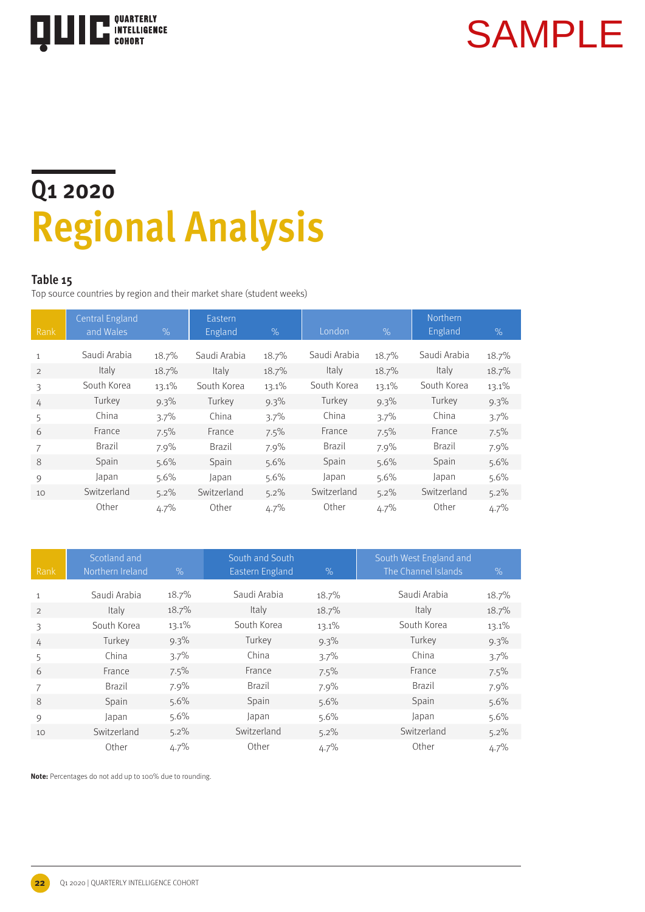SAMPLE

## Q1 2020

# Regional Analysis

**Table 15**

Top source countries by region and their market share (student weeks)

| Rank | Central England and Wales | % | Eastern England | % | London | % | Northern England | % |
|---|---|---|---|---|---|---|---|---|
| 1 | Saudi Arabia | 18.7% | Saudi Arabia | 18.7% | Saudi Arabia | 18.7% | Saudi Arabia | 18.7% |
| 2 | Italy | 18.7% | Italy | 18.7% | Italy | 18.7% | Italy | 18.7% |
| 3 | South Korea | 13.1% | South Korea | 13.1% | South Korea | 13.1% | South Korea | 13.1% |
| 4 | Turkey | 9.3% | Turkey | 9.3% | Turkey | 9.3% | Turkey | 9.3% |
| 5 | China | 3.7% | China | 3.7% | China | 3.7% | China | 3.7% |
| 6 | France | 7.5% | France | 7.5% | France | 7.5% | France | 7.5% |
| 7 | Brazil | 7.9% | Brazil | 7.9% | Brazil | 7.9% | Brazil | 7.9% |
| 8 | Spain | 5.6% | Spain | 5.6% | Spain | 5.6% | Spain | 5.6% |
| 9 | Japan | 5.6% | Japan | 5.6% | Japan | 5.6% | Japan | 5.6% |
| 10 | Switzerland | 5.2% | Switzerland | 5.2% | Switzerland | 5.2% | Switzerland | 5.2% |
| | Other | 4.7% | Other | 4.7% | Other | 4.7% | Other | 4.7% |

| Rank | Scotland and Northern Ireland | % | South and South Eastern England | % | South West England and The Channel Islands | % |
|---|---|---|---|---|---|---|
| 1 | Saudi Arabia | 18.7% | Saudi Arabia | 18.7% | Saudi Arabia | 18.7% |
| 2 | Italy | 18.7% | Italy | 18.7% | Italy | 18.7% |
| 3 | South Korea | 13.1% | South Korea | 13.1% | South Korea | 13.1% |
| 4 | Turkey | 9.3% | Turkey | 9.3% | Turkey | 9.3% |
| 5 | China | 3.7% | China | 3.7% | China | 3.7% |
| 6 | France | 7.5% | France | 7.5% | France | 7.5% |
| 7 | Brazil | 7.9% | Brazil | 7.9% | Brazil | 7.9% |
| 8 | Spain | 5.6% | Spain | 5.6% | Spain | 5.6% |
| 9 | Japan | 5.6% | Japan | 5.6% | Japan | 5.6% |
| 10 | Switzerland | 5.2% | Switzerland | 5.2% | Switzerland | 5.2% |
| | Other | 4.7% | Other | 4.7% | Other | 4.7% |

**Note:** Percentages do not add up to 100% due to rounding.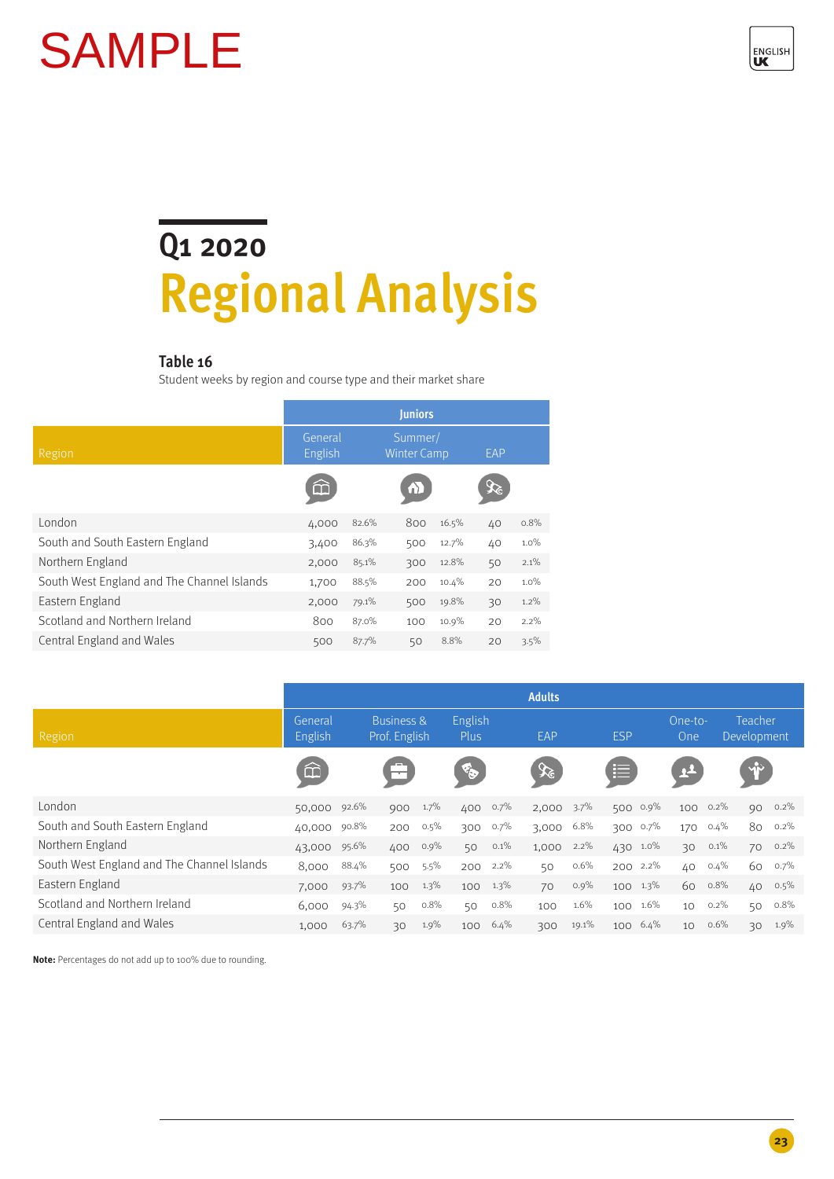SAMPLE

# Q1 2020
# Regional Analysis

**Table 16**

Student weeks by region and course type and their market share

| Region | Juniors | | | | | |
|---|---|---|---|---|---|---|
| | General English | | Summer/ Winter Camp | | EAP | |
| London | 4,000 | 82.6% | 800 | 16.5% | 40 | 0.8% |
| South and South Eastern England | 3,400 | 86.3% | 500 | 12.7% | 40 | 1.0% |
| Northern England | 2,000 | 85.1% | 300 | 12.8% | 50 | 2.1% |
| South West England and The Channel Islands | 1,700 | 88.5% | 200 | 10.4% | 20 | 1.0% |
| Eastern England | 2,000 | 79.1% | 500 | 19.8% | 30 | 1.2% |
| Scotland and Northern Ireland | 800 | 87.0% | 100 | 10.9% | 20 | 2.2% |
| Central England and Wales | 500 | 87.7% | 50 | 8.8% | 20 | 3.5% |

| Region | Adults | | | | | | | | | | | | | |
|---|---|---|---|---|---|---|---|---|---|---|---|---|---|---|
| | General English | | Business & Prof. English | | English Plus | | EAP | | ESP | | One-to-One | | Teacher Development | |
| London | 50,000 | 92.6% | 900 | 1.7% | 400 | 0.7% | 2,000 | 3.7% | 500 | 0.9% | 100 | 0.2% | 90 | 0.2% |
| South and South Eastern England | 40,000 | 90.8% | 200 | 0.5% | 300 | 0.7% | 3,000 | 6.8% | 300 | 0.7% | 170 | 0.4% | 80 | 0.2% |
| Northern England | 43,000 | 95.6% | 400 | 0.9% | 50 | 0.1% | 1,000 | 2.2% | 430 | 1.0% | 30 | 0.1% | 70 | 0.2% |
| South West England and The Channel Islands | 8,000 | 88.4% | 500 | 5.5% | 200 | 2.2% | 50 | 0.6% | 200 | 2.2% | 40 | 0.4% | 60 | 0.7% |
| Eastern England | 7,000 | 93.7% | 100 | 1.3% | 100 | 1.3% | 70 | 0.9% | 100 | 1.3% | 60 | 0.8% | 40 | 0.5% |
| Scotland and Northern Ireland | 6,000 | 94.3% | 50 | 0.8% | 50 | 0.8% | 100 | 1.6% | 100 | 1.6% | 10 | 0.2% | 50 | 0.8% |
| Central England and Wales | 1,000 | 63.7% | 30 | 1.9% | 100 | 6.4% | 300 | 19.1% | 100 | 6.4% | 10 | 0.6% | 30 | 1.9% |

**Note:** Percentages do not add up to 100% due to rounding.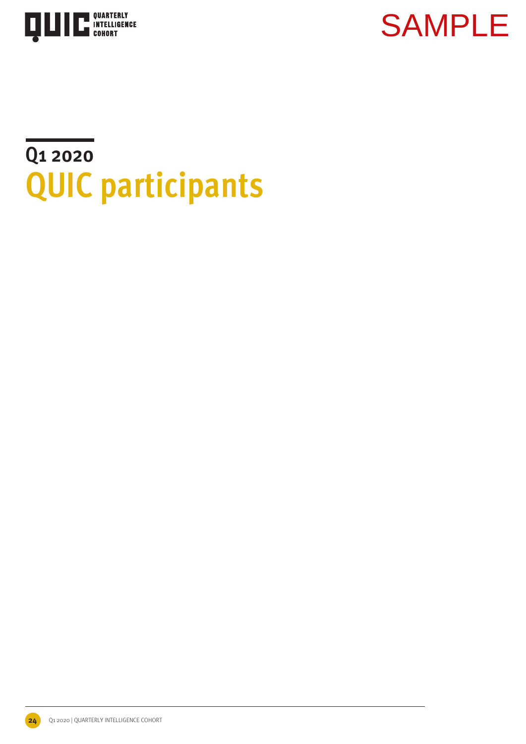## Q1 2020

# QUIC participants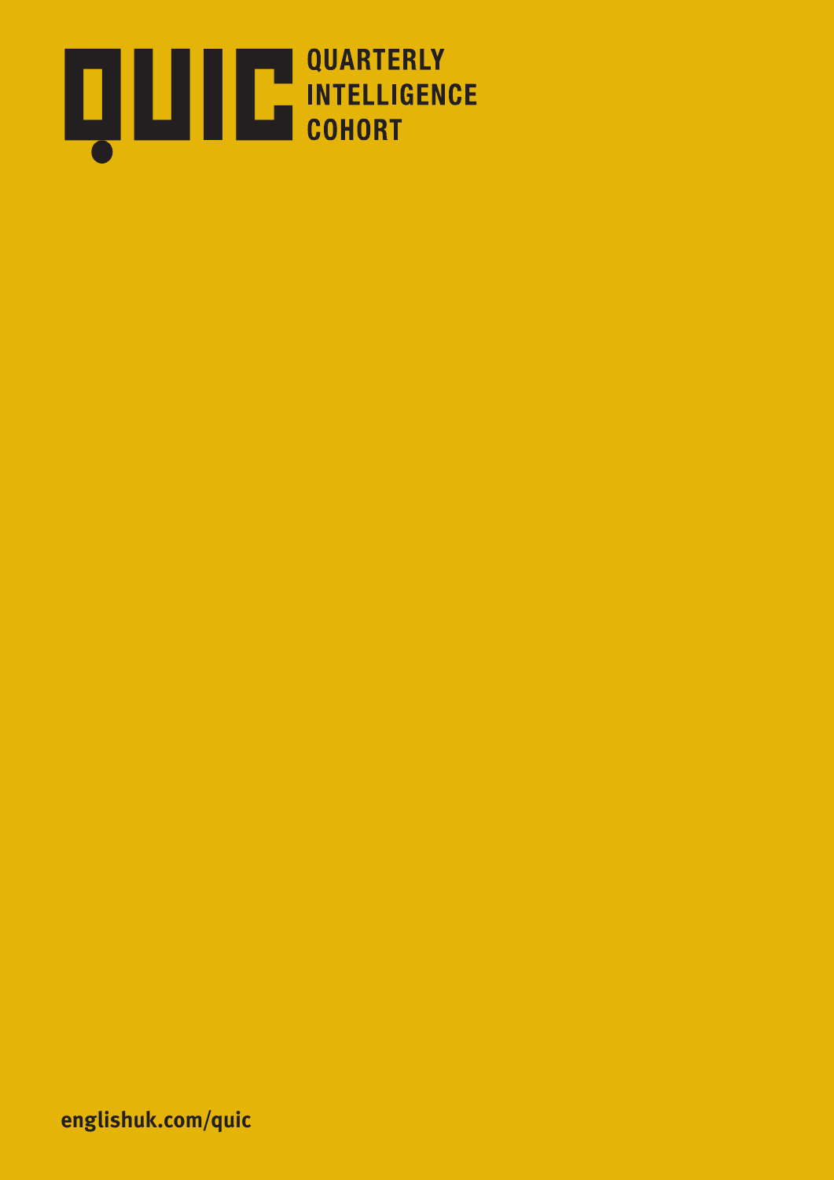QUIC

QUARTERLY
INTELLIGENCE
COHORT

englishuk.com/quic